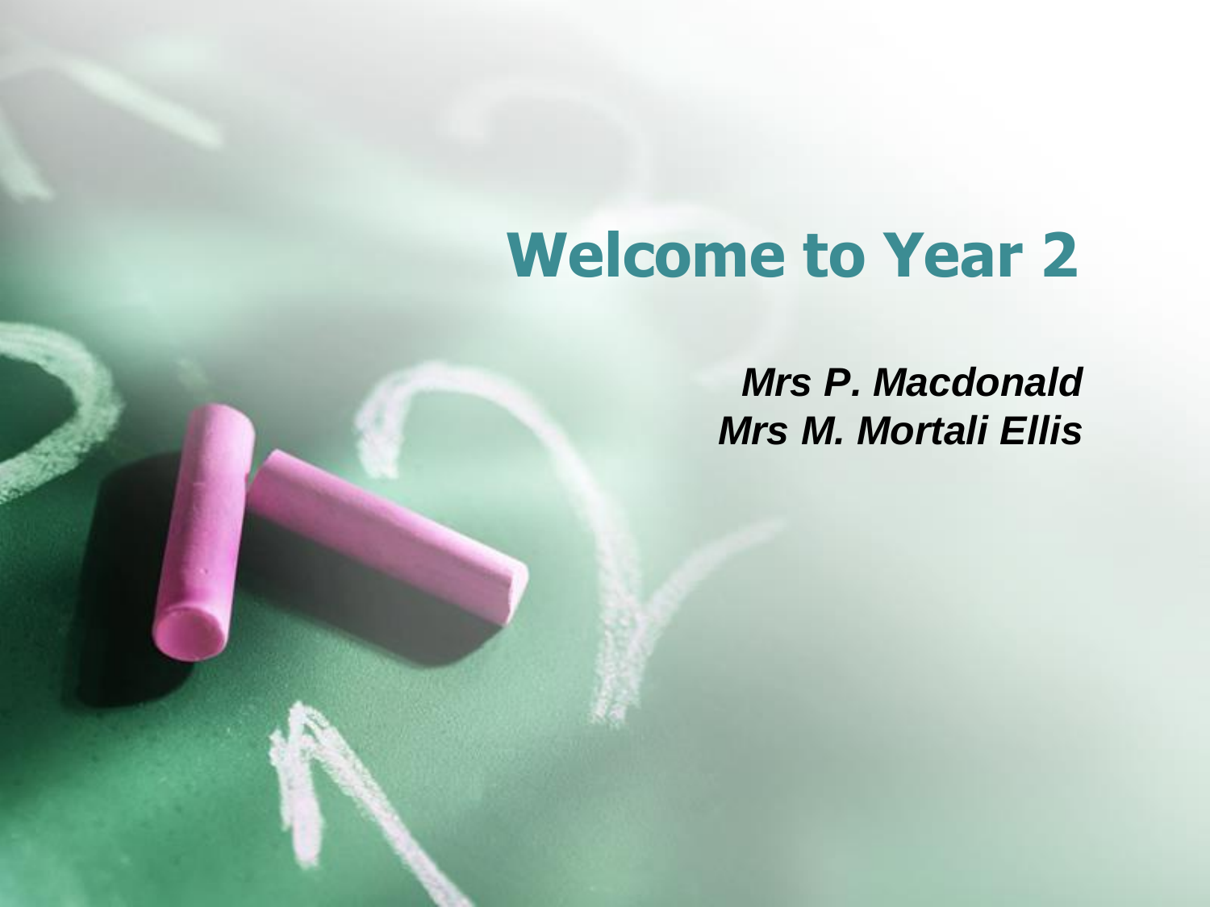# Welcome to Year 2

***Mrs P. Macdonald***
***Mrs M. Mortali Ellis***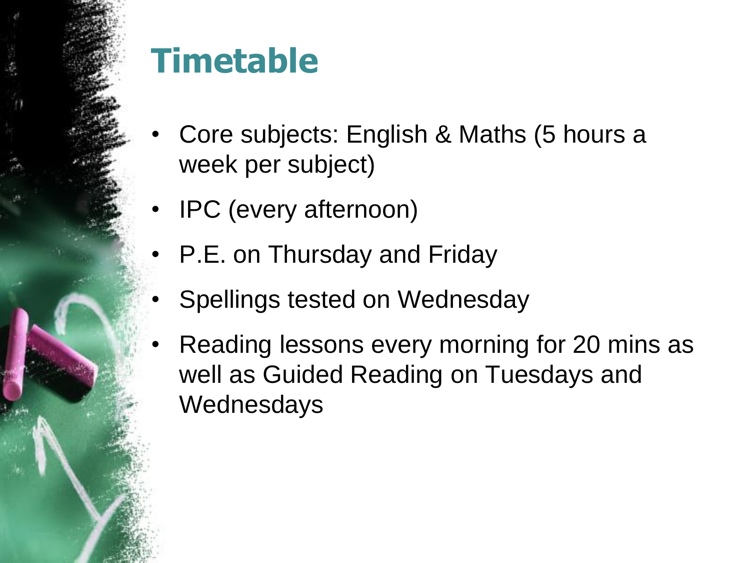# Timetable

- Core subjects: English & Maths (5 hours a week per subject)
- IPC (every afternoon)
- P.E. on Thursday and Friday
- Spellings tested on Wednesday
- Reading lessons every morning for 20 mins as well as Guided Reading on Tuesdays and Wednesdays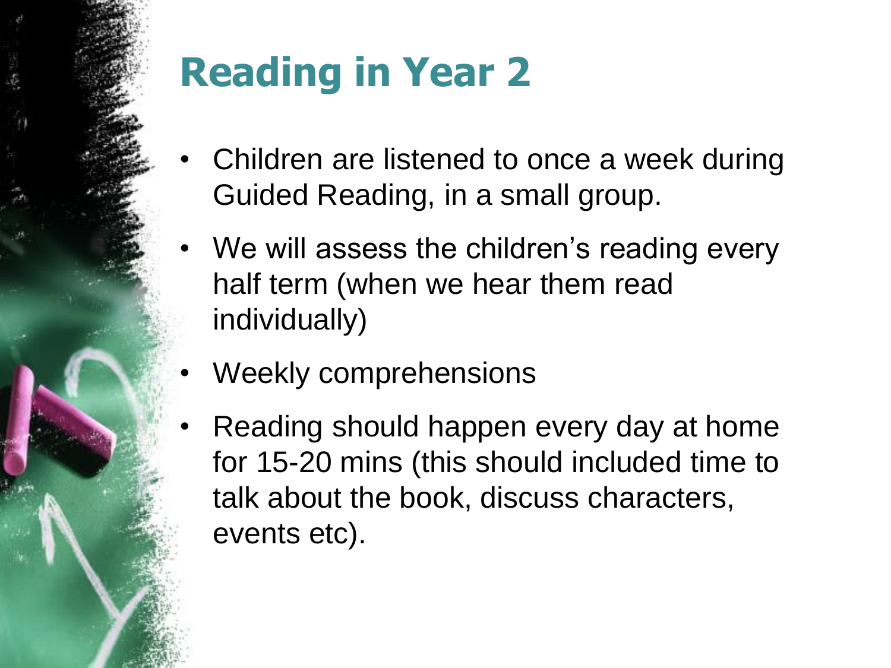# Reading in Year 2

- Children are listened to once a week during Guided Reading, in a small group.
- We will assess the children's reading every half term (when we hear them read individually)
- Weekly comprehensions
- Reading should happen every day at home for 15-20 mins (this should included time to talk about the book, discuss characters, events etc).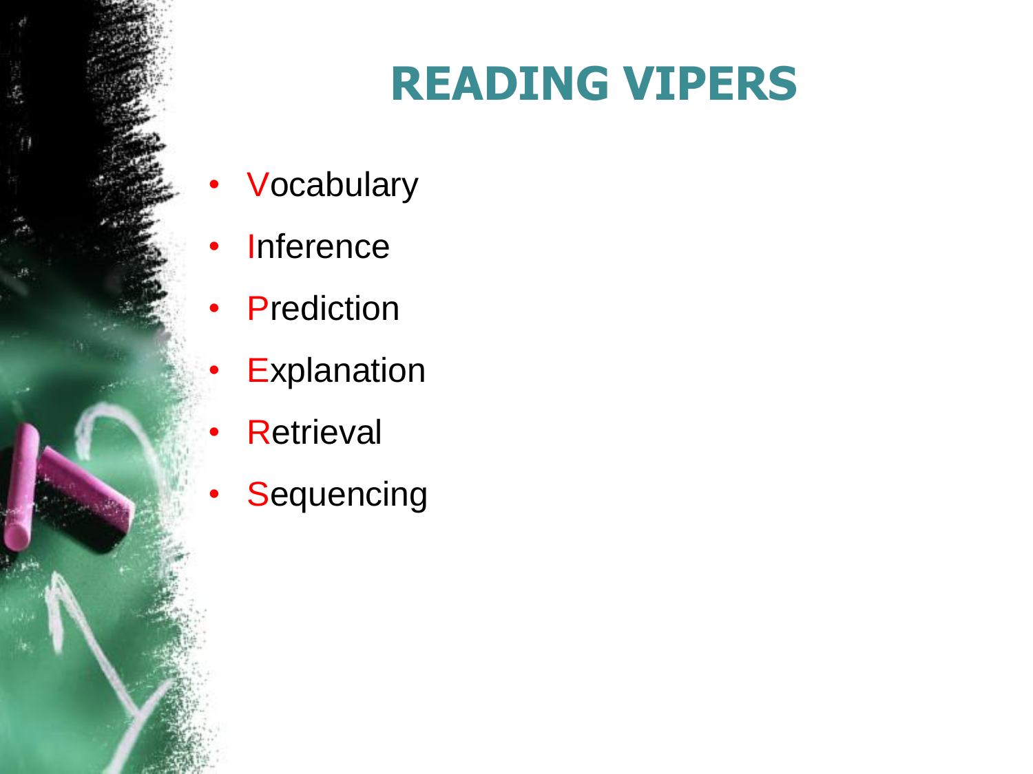# READING VIPERS

- Vocabulary
- Inference
- Prediction
- Explanation
- Retrieval
- Sequencing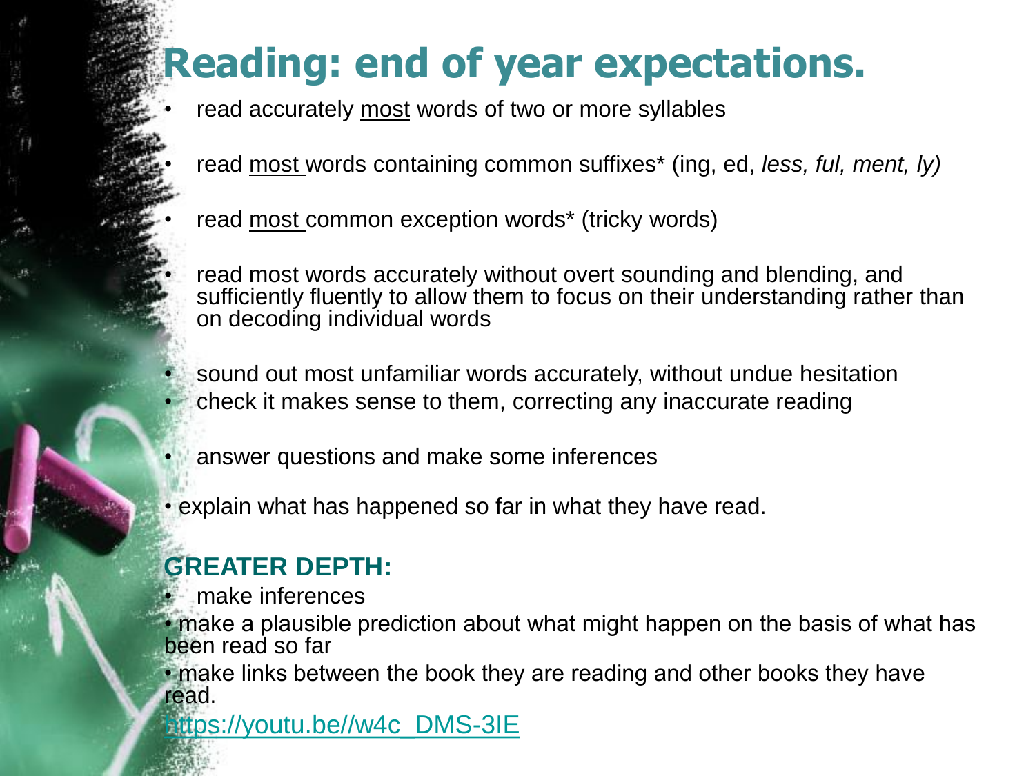# Reading: end of year expectations.

- read accurately <u>most</u> words of two or more syllables
- read <u>most</u> words containing common suffixes* (ing, ed, *less, ful, ment, ly)*
- read <u>most</u> common exception words* (tricky words)
- read most words accurately without overt sounding and blending, and sufficiently fluently to allow them to focus on their understanding rather than on decoding individual words
- sound out most unfamiliar words accurately, without undue hesitation
- check it makes sense to them, correcting any inaccurate reading
- answer questions and make some inferences
- explain what has happened so far in what they have read.

**GREATER DEPTH:**

- make inferences
- make a plausible prediction about what might happen on the basis of what has been read so far
- make links between the book they are reading and other books they have read.

https://youtu.be//w4c_DMS-3IE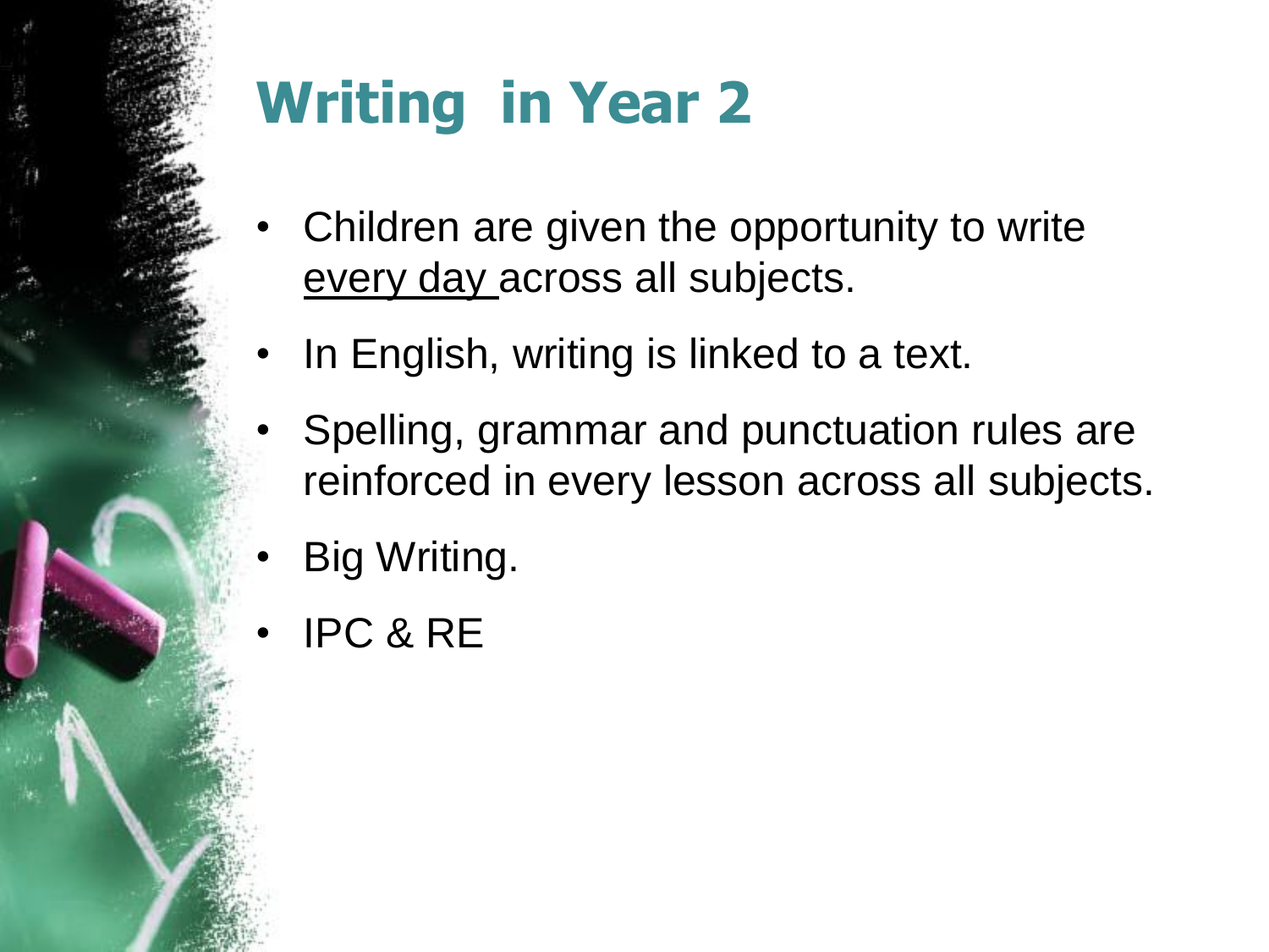# Writing in Year 2

- Children are given the opportunity to write <u>every day</u> across all subjects.
- In English, writing is linked to a text.
- Spelling, grammar and punctuation rules are reinforced in every lesson across all subjects.
- Big Writing.
- IPC & RE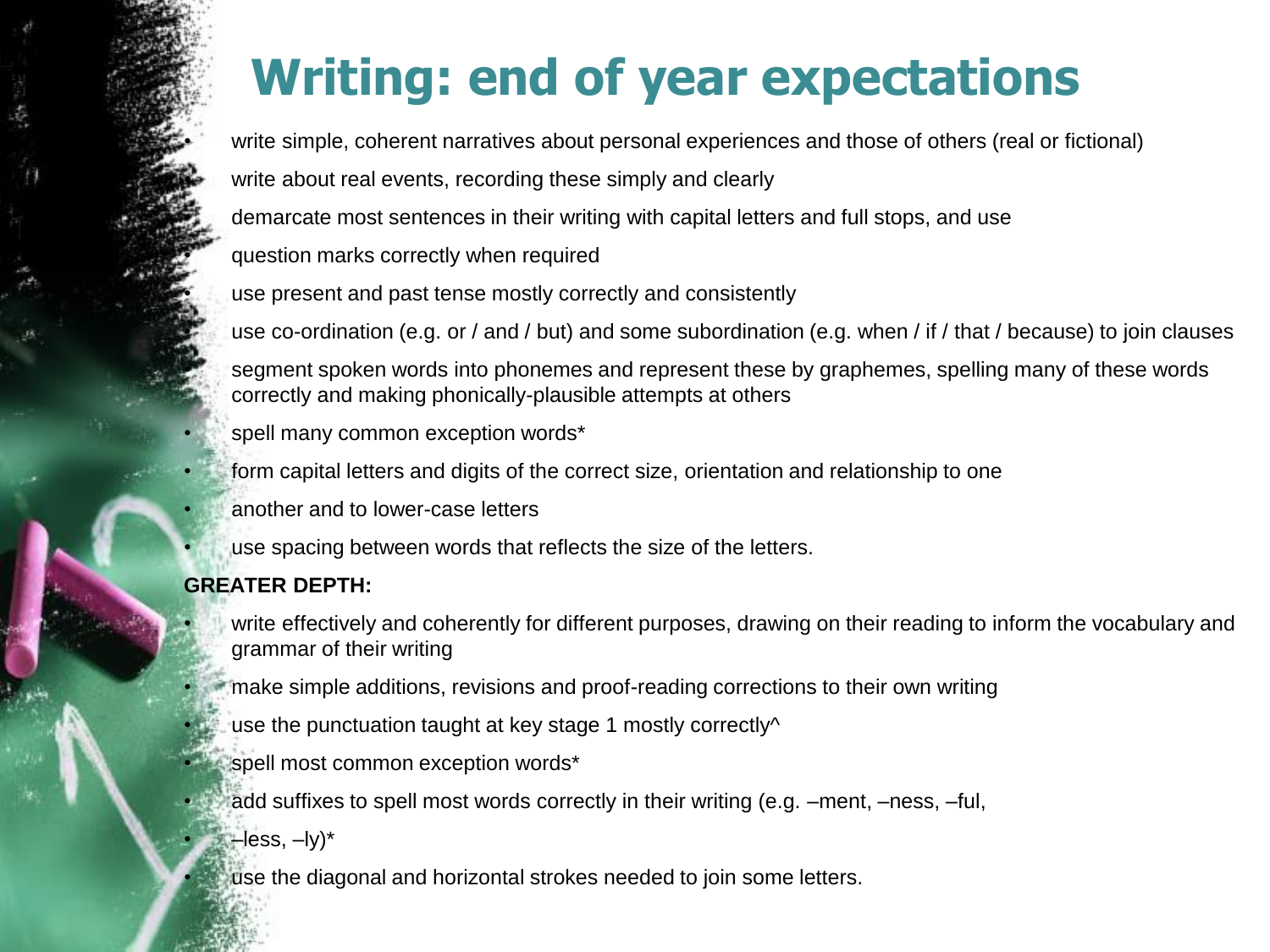# Writing: end of year expectations

- write simple, coherent narratives about personal experiences and those of others (real or fictional)
- write about real events, recording these simply and clearly
- demarcate most sentences in their writing with capital letters and full stops, and use
- question marks correctly when required
- use present and past tense mostly correctly and consistently
- use co-ordination (e.g. or / and / but) and some subordination (e.g. when / if / that / because) to join clauses
- segment spoken words into phonemes and represent these by graphemes, spelling many of these words correctly and making phonically-plausible attempts at others
- spell many common exception words*
- form capital letters and digits of the correct size, orientation and relationship to one
- another and to lower-case letters
- use spacing between words that reflects the size of the letters.

**GREATER DEPTH:**

- write effectively and coherently for different purposes, drawing on their reading to inform the vocabulary and grammar of their writing
- make simple additions, revisions and proof-reading corrections to their own writing
- use the punctuation taught at key stage 1 mostly correctly^
- spell most common exception words*
- add suffixes to spell most words correctly in their writing (e.g. –ment, –ness, –ful,
- –less, –ly)*
- use the diagonal and horizontal strokes needed to join some letters.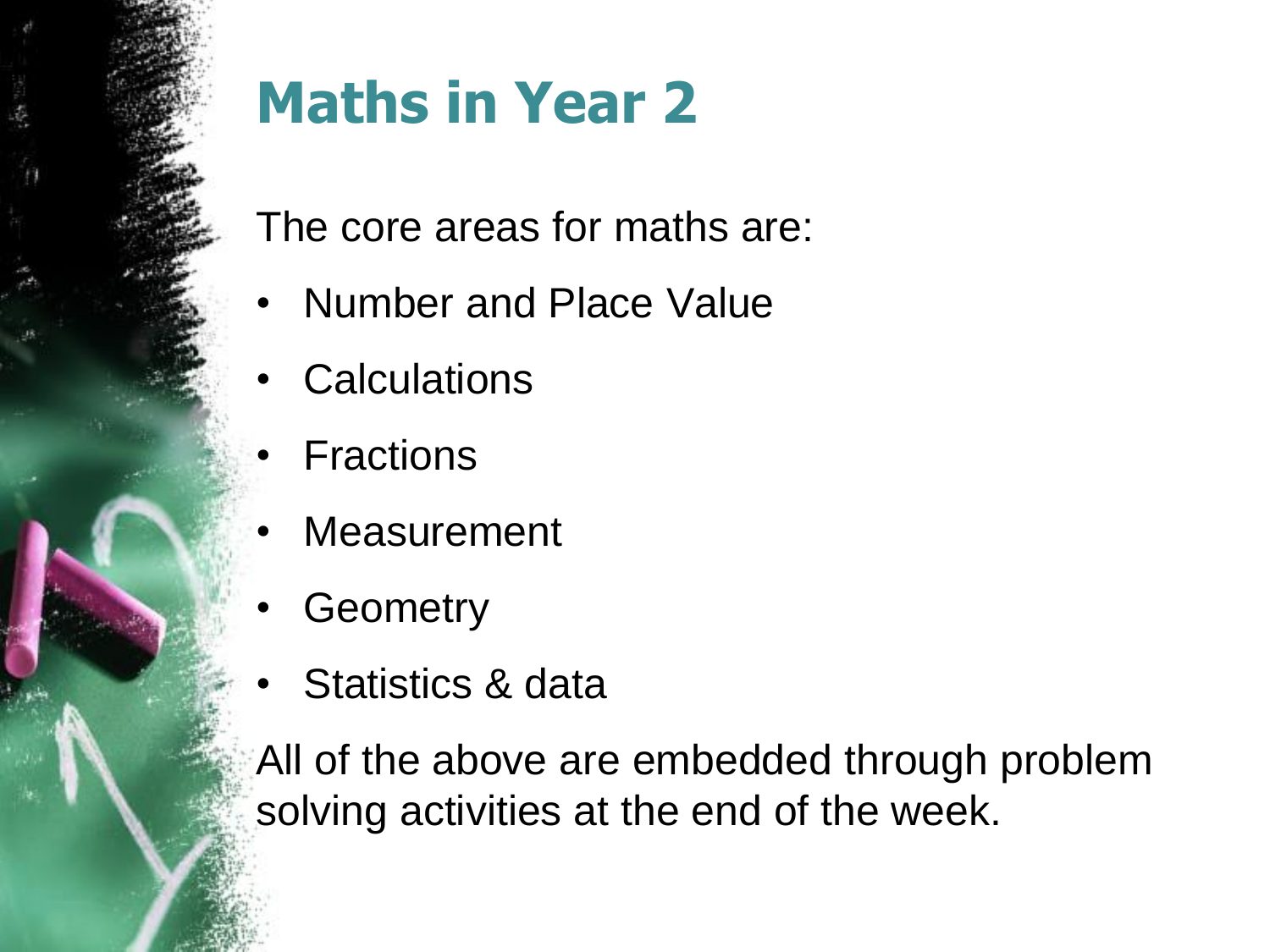# Maths in Year 2

The core areas for maths are:

- Number and Place Value
- Calculations
- Fractions
- Measurement
- Geometry
- Statistics & data

All of the above are embedded through problem solving activities at the end of the week.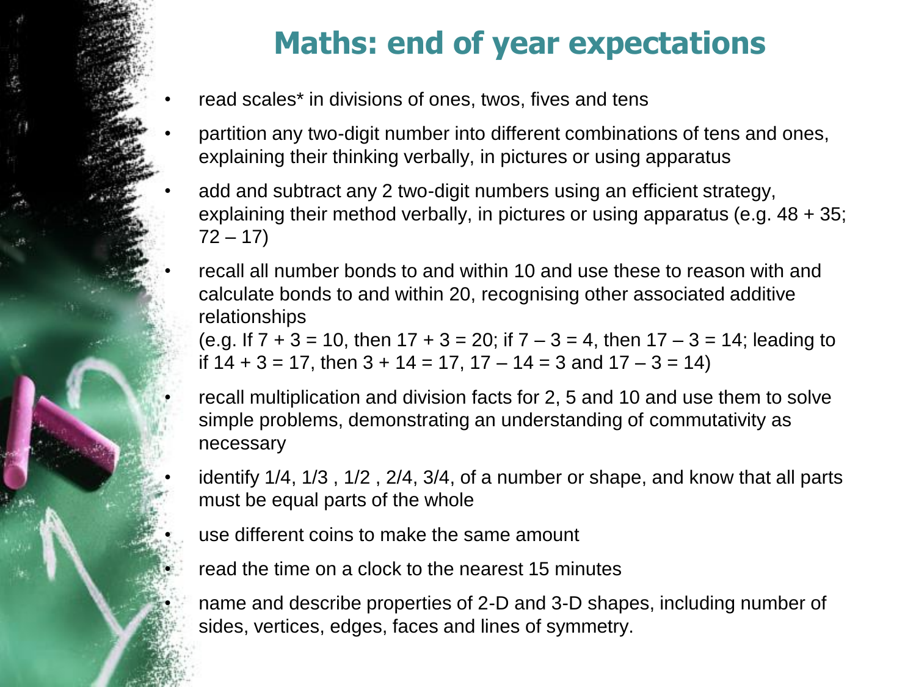# Maths: end of year expectations

- read scales* in divisions of ones, twos, fives and tens
- partition any two-digit number into different combinations of tens and ones, explaining their thinking verbally, in pictures or using apparatus
- add and subtract any 2 two-digit numbers using an efficient strategy, explaining their method verbally, in pictures or using apparatus (e.g. $48 + 35$; $72 – 17$)
- recall all number bonds to and within 10 and use these to reason with and calculate bonds to and within 20, recognising other associated additive relationships
  (e.g. If $7 + 3 = 10$, then $17 + 3 = 20$; if $7 – 3 = 4$, then $17 – 3 = 14$; leading to if $14 + 3 = 17$, then $3 + 14 = 17$, $17 – 14 = 3$ and $17 – 3 = 14$)
- recall multiplication and division facts for 2, 5 and 10 and use them to solve simple problems, demonstrating an understanding of commutativity as necessary
- identify 1/4, 1/3 , 1/2 , 2/4, 3/4, of a number or shape, and know that all parts must be equal parts of the whole
- use different coins to make the same amount
- read the time on a clock to the nearest 15 minutes
- name and describe properties of 2-D and 3-D shapes, including number of sides, vertices, edges, faces and lines of symmetry.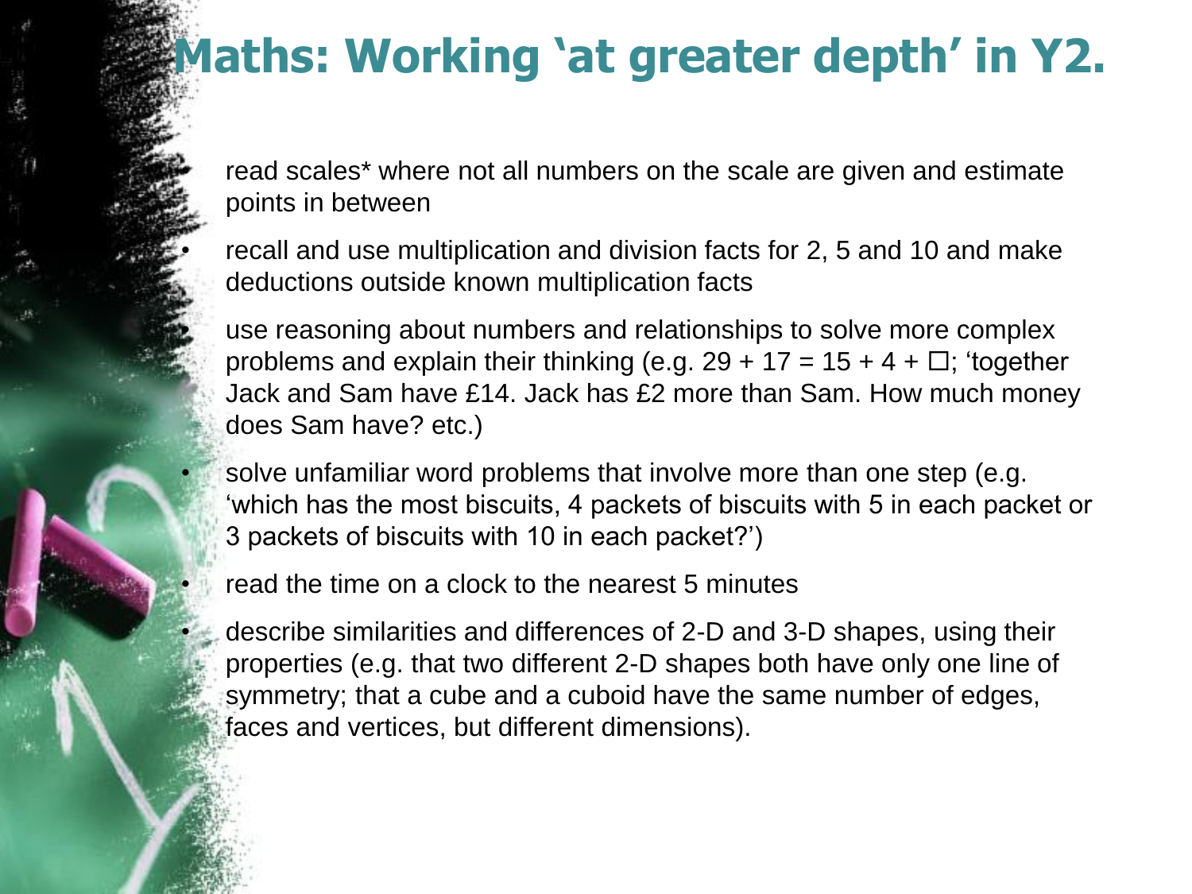# Maths: Working 'at greater depth' in Y2.

- read scales* where not all numbers on the scale are given and estimate points in between
- recall and use multiplication and division facts for 2, 5 and 10 and make deductions outside known multiplication facts
- use reasoning about numbers and relationships to solve more complex problems and explain their thinking (e.g. $29 + 17 = 15 + 4 + \square$; 'together Jack and Sam have £14. Jack has £2 more than Sam. How much money does Sam have? etc.)
- solve unfamiliar word problems that involve more than one step (e.g. 'which has the most biscuits, 4 packets of biscuits with 5 in each packet or 3 packets of biscuits with 10 in each packet?')
- read the time on a clock to the nearest 5 minutes
- describe similarities and differences of 2-D and 3-D shapes, using their properties (e.g. that two different 2-D shapes both have only one line of symmetry; that a cube and a cuboid have the same number of edges, faces and vertices, but different dimensions).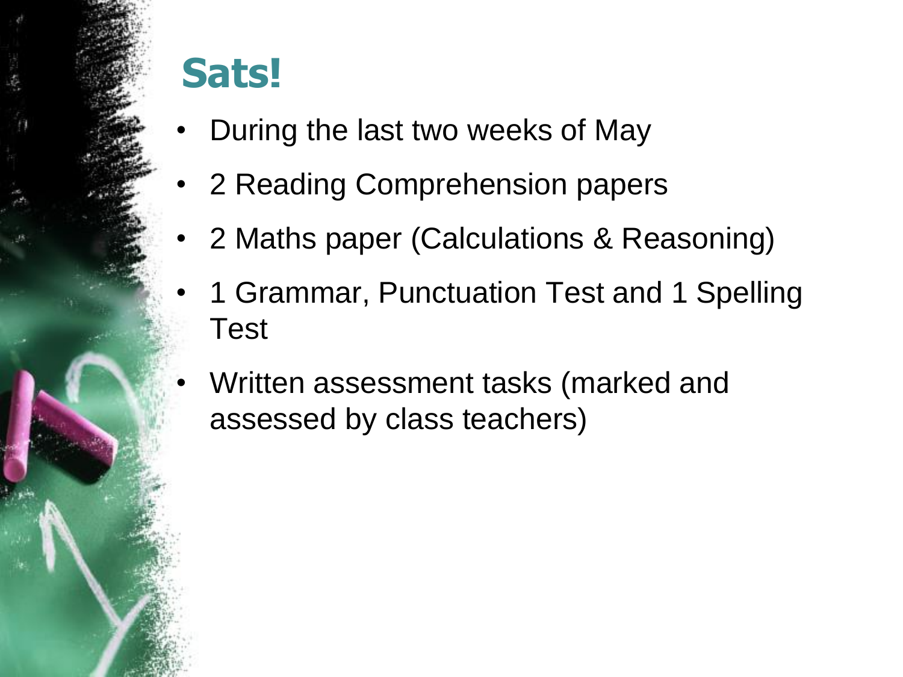# Sats!

- During the last two weeks of May
- 2 Reading Comprehension papers
- 2 Maths paper (Calculations & Reasoning)
- 1 Grammar, Punctuation Test and 1 Spelling Test
- Written assessment tasks (marked and assessed by class teachers)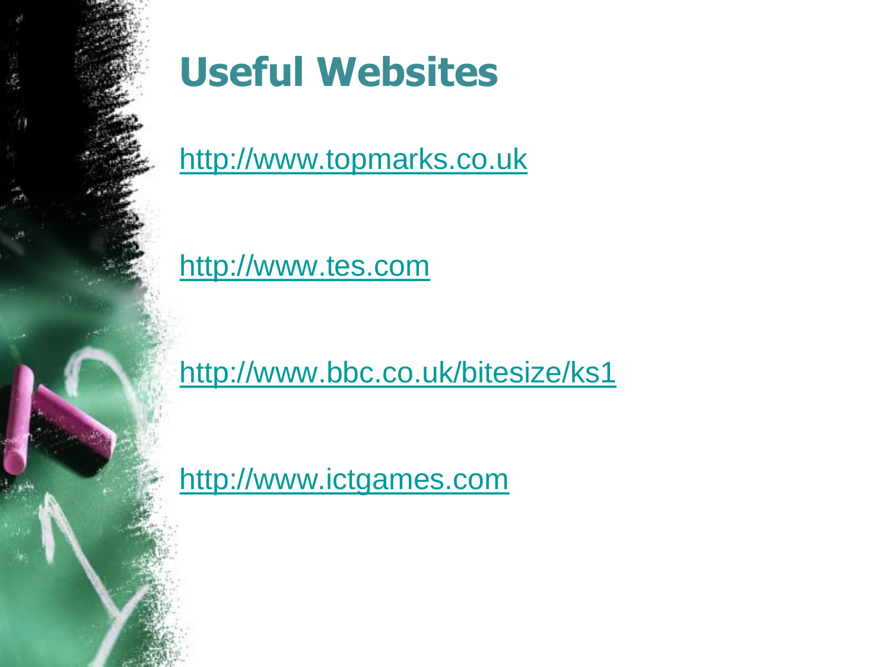# Useful Websites

http://www.topmarks.co.uk

http://www.tes.com

http://www.bbc.co.uk/bitesize/ks1

http://www.ictgames.com